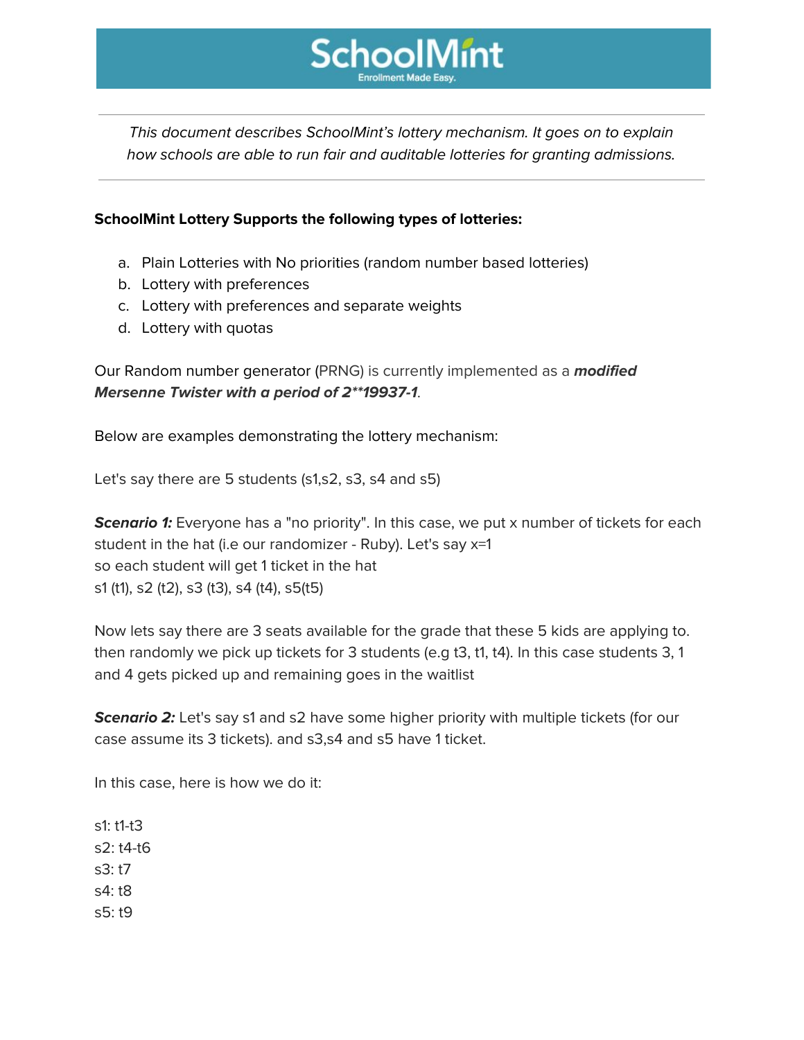# SchoolMint

Enrollment Made Easy.

---

*This document describes SchoolMint's lottery mechanism. It goes on to explain how schools are able to run fair and auditable lotteries for granting admissions.*

---

**SchoolMint Lottery Supports the following types of lotteries:**

a. Plain Lotteries with No priorities (random number based lotteries)
b. Lottery with preferences
c. Lottery with preferences and separate weights
d. Lottery with quotas

Our Random number generator (PRNG) is currently implemented as a ***modified Mersenne Twister with a period of 2**19937-1***.

Below are examples demonstrating the lottery mechanism:

Let's say there are 5 students (s1,s2, s3, s4 and s5)

***Scenario 1:*** Everyone has a "no priority". In this case, we put x number of tickets for each student in the hat (i.e our randomizer - Ruby). Let's say x=1
so each student will get 1 ticket in the hat
s1 (t1), s2 (t2), s3 (t3), s4 (t4), s5(t5)

Now lets say there are 3 seats available for the grade that these 5 kids are applying to. then randomly we pick up tickets for 3 students (e.g t3, t1, t4). In this case students 3, 1 and 4 gets picked up and remaining goes in the waitlist

***Scenario 2:*** Let's say s1 and s2 have some higher priority with multiple tickets (for our case assume its 3 tickets). and s3,s4 and s5 have 1 ticket.

In this case, here is how we do it:

s1: t1-t3
s2: t4-t6
s3: t7
s4: t8
s5: t9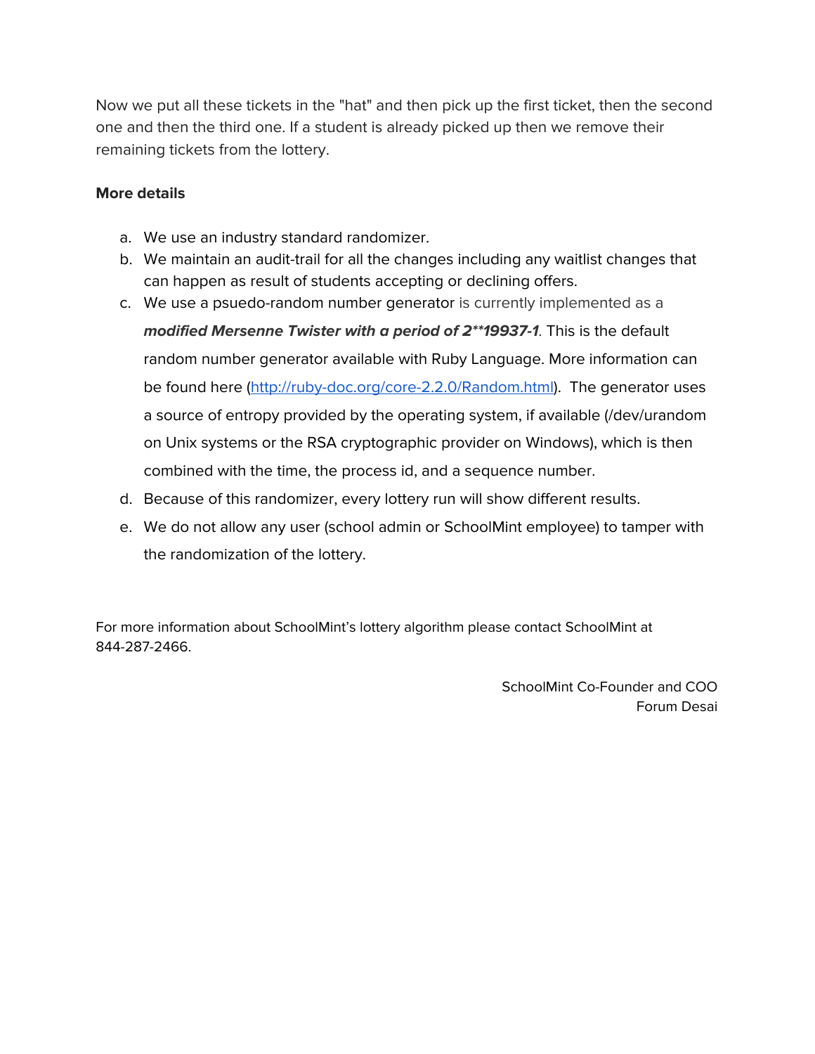Now we put all these tickets in the "hat" and then pick up the first ticket, then the second one and then the third one. If a student is already picked up then we remove their remaining tickets from the lottery.

**More details**

a. We use an industry standard randomizer.
b. We maintain an audit-trail for all the changes including any waitlist changes that can happen as result of students accepting or declining offers.
c. We use a psuedo-random number generator is currently implemented as a ***modified Mersenne Twister with a period of 2**19937-1***. This is the default random number generator available with Ruby Language. More information can be found here ([http://ruby-doc.org/core-2.2.0/Random.html](http://ruby-doc.org/core-2.2.0/Random.html)). The generator uses a source of entropy provided by the operating system, if available (/dev/urandom on Unix systems or the RSA cryptographic provider on Windows), which is then combined with the time, the process id, and a sequence number.
d. Because of this randomizer, every lottery run will show different results.
e. We do not allow any user (school admin or SchoolMint employee) to tamper with the randomization of the lottery.

For more information about SchoolMint's lottery algorithm please contact SchoolMint at 844-287-2466.

SchoolMint Co-Founder and COO
Forum Desai